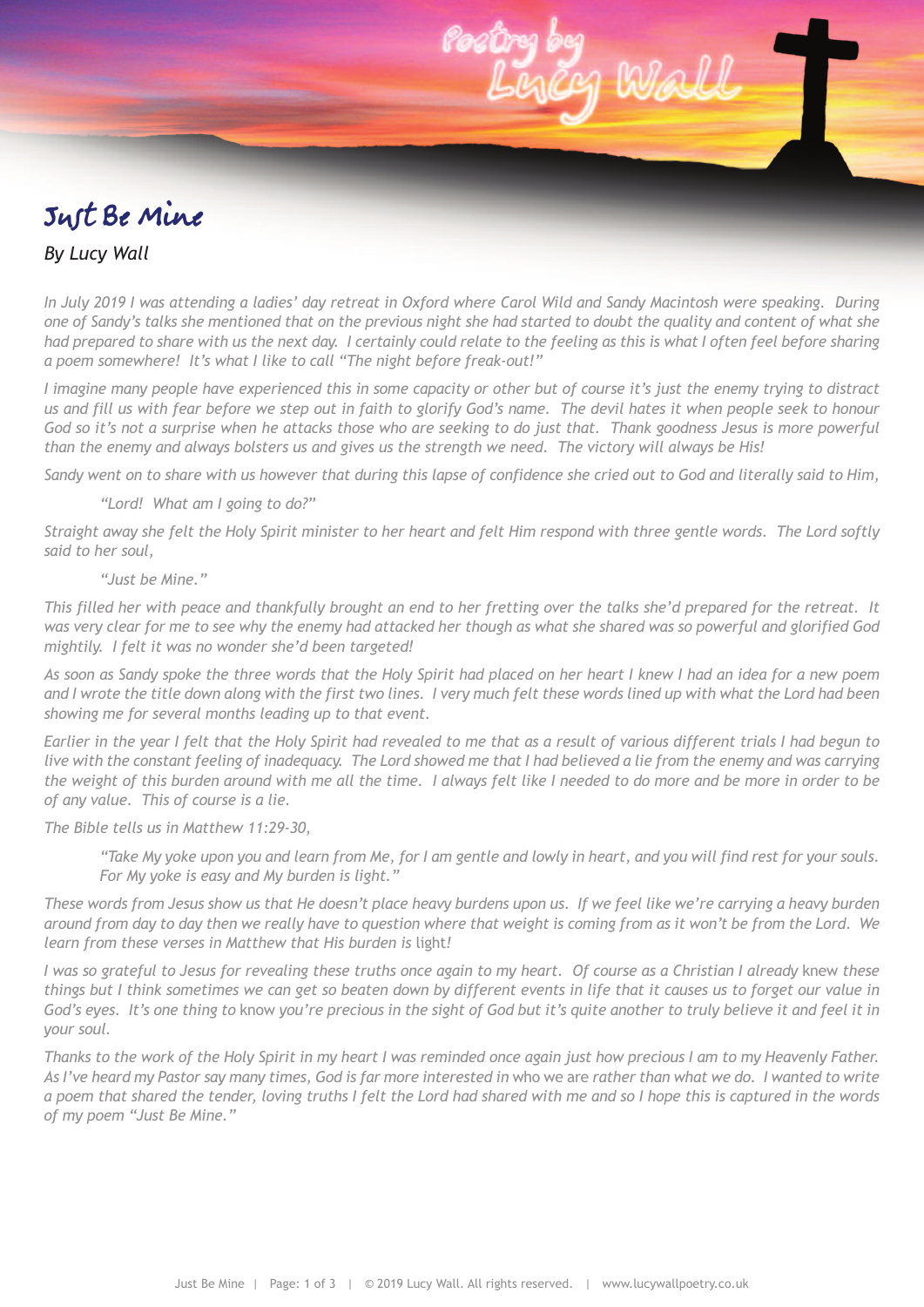Poetry by Lucy Wall

# Just Be Mine

*By Lucy Wall*

*In July 2019 I was attending a ladies' day retreat in Oxford where Carol Wild and Sandy Macintosh were speaking. During one of Sandy's talks she mentioned that on the previous night she had started to doubt the quality and content of what she had prepared to share with us the next day. I certainly could relate to the feeling as this is what I often feel before sharing a poem somewhere! It's what I like to call "The night before freak-out!"*

*I imagine many people have experienced this in some capacity or other but of course it's just the enemy trying to distract us and fill us with fear before we step out in faith to glorify God's name. The devil hates it when people seek to honour God so it's not a surprise when he attacks those who are seeking to do just that. Thank goodness Jesus is more powerful than the enemy and always bolsters us and gives us the strength we need. The victory will always be His!*

*Sandy went on to share with us however that during this lapse of confidence she cried out to God and literally said to Him,*

> *"Lord! What am I going to do?"*

*Straight away she felt the Holy Spirit minister to her heart and felt Him respond with three gentle words. The Lord softly said to her soul,*

> *"Just be Mine."*

*This filled her with peace and thankfully brought an end to her fretting over the talks she'd prepared for the retreat. It was very clear for me to see why the enemy had attacked her though as what she shared was so powerful and glorified God mightily. I felt it was no wonder she'd been targeted!*

*As soon as Sandy spoke the three words that the Holy Spirit had placed on her heart I knew I had an idea for a new poem and I wrote the title down along with the first two lines. I very much felt these words lined up with what the Lord had been showing me for several months leading up to that event.*

*Earlier in the year I felt that the Holy Spirit had revealed to me that as a result of various different trials I had begun to live with the constant feeling of inadequacy. The Lord showed me that I had believed a lie from the enemy and was carrying the weight of this burden around with me all the time. I always felt like I needed to do more and be more in order to be of any value. This of course is a lie.*

*The Bible tells us in Matthew 11:29-30,*

> *"Take My yoke upon you and learn from Me, for I am gentle and lowly in heart, and you will find rest for your souls. For My yoke is easy and My burden is light."*

*These words from Jesus show us that He doesn't place heavy burdens upon us. If we feel like we're carrying a heavy burden around from day to day then we really have to question where that weight is coming from as it won't be from the Lord. We learn from these verses in Matthew that His burden is* light*!*

*I was so grateful to Jesus for revealing these truths once again to my heart. Of course as a Christian I already* knew *these things but I think sometimes we can get so beaten down by different events in life that it causes us to forget our value in God's eyes. It's one thing to* know *you're precious in the sight of God but it's quite another to truly believe it and feel it in your soul.*

*Thanks to the work of the Holy Spirit in my heart I was reminded once again just how precious I am to my Heavenly Father. As I've heard my Pastor say many times, God is far more interested in* who we are *rather than what we do. I wanted to write a poem that shared the tender, loving truths I felt the Lord had shared with me and so I hope this is captured in the words of my poem "Just Be Mine."*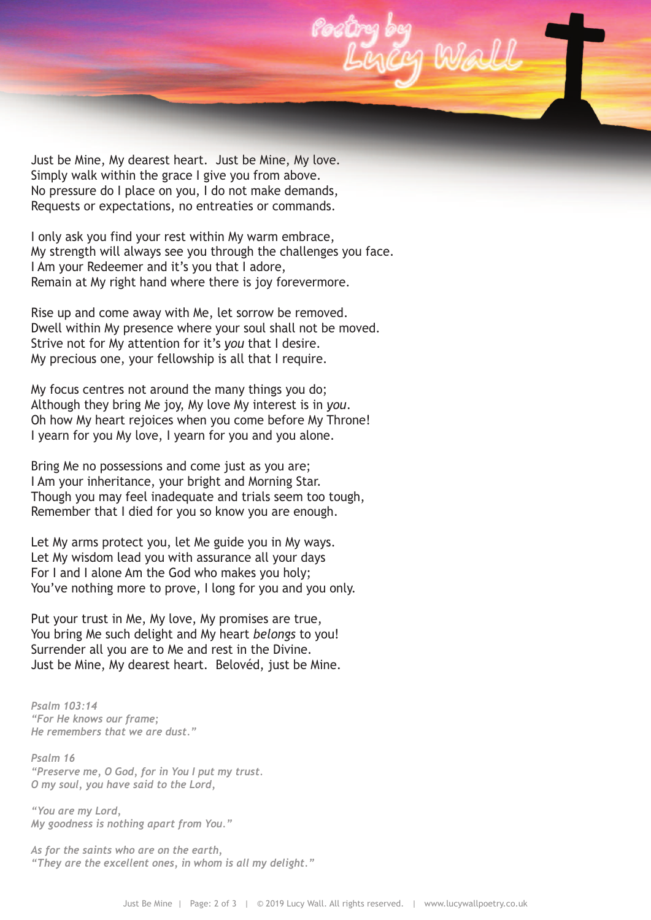Just be Mine, My dearest heart.  Just be Mine, My love.
Simply walk within the grace I give you from above.
No pressure do I place on you, I do not make demands,
Requests or expectations, no entreaties or commands.

I only ask you find your rest within My warm embrace,
My strength will always see you through the challenges you face.
I Am your Redeemer and it's you that I adore,
Remain at My right hand where there is joy forevermore.

Rise up and come away with Me, let sorrow be removed.
Dwell within My presence where your soul shall not be moved.
Strive not for My attention for it's *you* that I desire.
My precious one, your fellowship is all that I require.

My focus centres not around the many things you do;
Although they bring Me joy, My love My interest is in *you*.
Oh how My heart rejoices when you come before My Throne!
I yearn for you My love, I yearn for you and you alone.

Bring Me no possessions and come just as you are;
I Am your inheritance, your bright and Morning Star.
Though you may feel inadequate and trials seem too tough,
Remember that I died for you so know you are enough.

Let My arms protect you, let Me guide you in My ways.
Let My wisdom lead you with assurance all your days
For I and I alone Am the God who makes you holy;
You've nothing more to prove, I long for you and you only.

Put your trust in Me, My love, My promises are true,
You bring Me such delight and My heart *belongs* to you!
Surrender all you are to Me and rest in the Divine.
Just be Mine, My dearest heart.  Belovéd, just be Mine.

*Psalm 103:14*
*"For He knows our frame;*
*He remembers that we are dust."*

*Psalm 16*
*"Preserve me, O God, for in You I put my trust.*
*O my soul, you have said to the Lord,*

*"You are my Lord,*
*My goodness is nothing apart from You."*

*As for the saints who are on the earth,*
*"They are the excellent ones, in whom is all my delight."*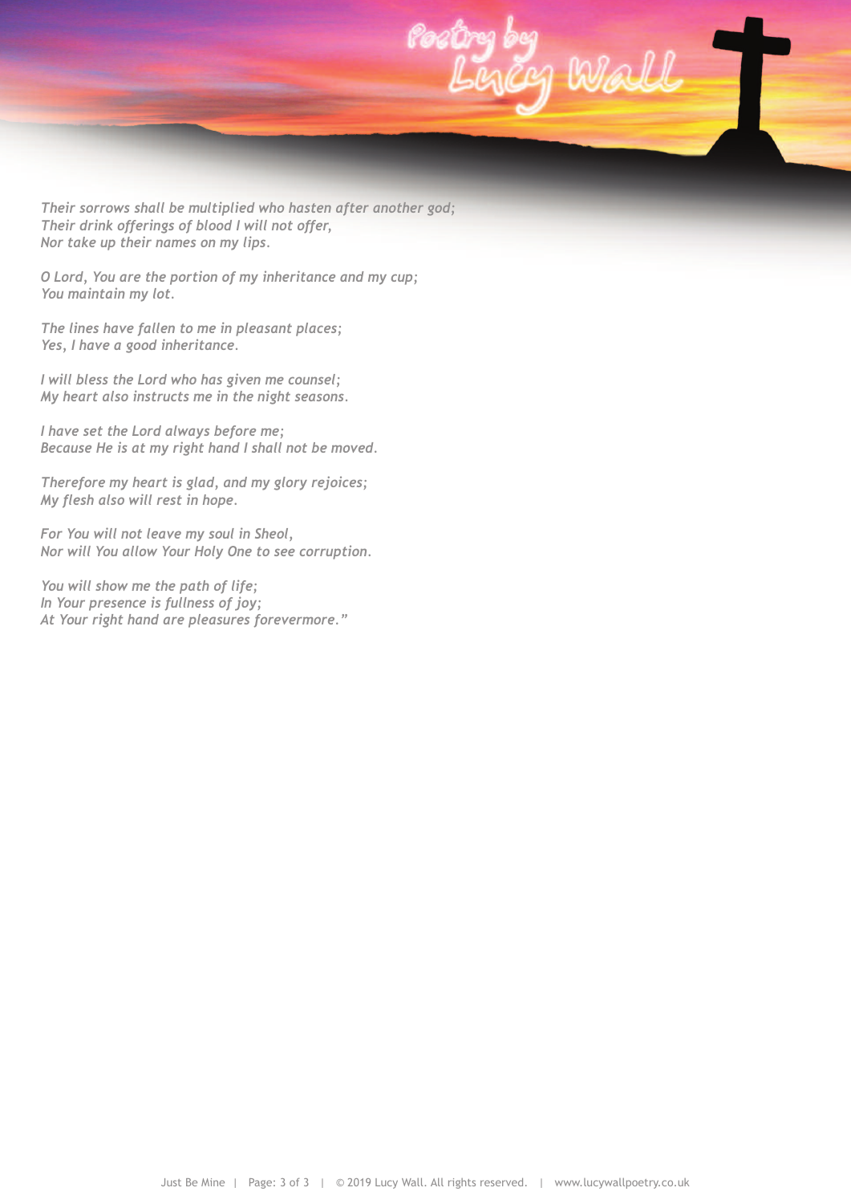*Their sorrows shall be multiplied who hasten after another god;*
*Their drink offerings of blood I will not offer,*
*Nor take up their names on my lips.*

*O Lord, You are the portion of my inheritance and my cup;*
*You maintain my lot.*

*The lines have fallen to me in pleasant places;*
*Yes, I have a good inheritance.*

*I will bless the Lord who has given me counsel;*
*My heart also instructs me in the night seasons.*

*I have set the Lord always before me;*
*Because He is at my right hand I shall not be moved.*

*Therefore my heart is glad, and my glory rejoices;*
*My flesh also will rest in hope.*

*For You will not leave my soul in Sheol,*
*Nor will You allow Your Holy One to see corruption.*

*You will show me the path of life;*
*In Your presence is fullness of joy;*
*At Your right hand are pleasures forevermore."*